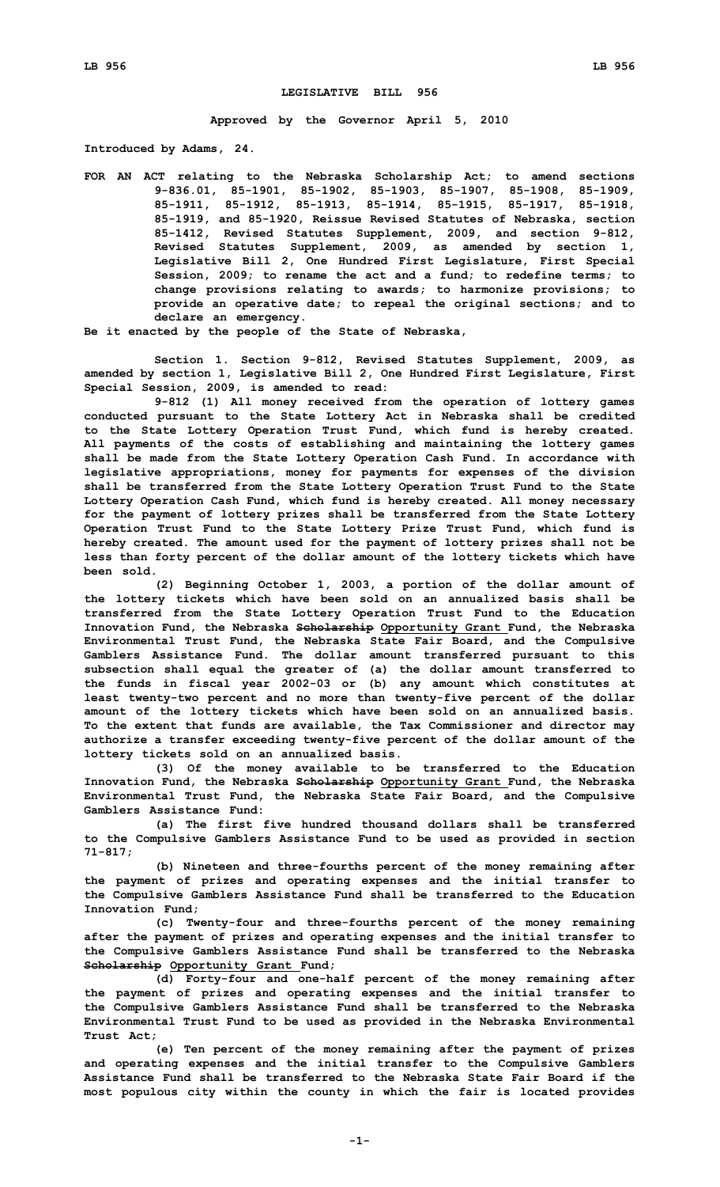**LEGISLATIVE BILL 956**

**Approved by the Governor April 5, 2010**

**Introduced by Adams, 24.**

**FOR AN ACT relating to the Nebraska Scholarship Act; to amend sections 9-836.01, 85-1901, 85-1902, 85-1903, 85-1907, 85-1908, 85-1909, 85-1911, 85-1912, 85-1913, 85-1914, 85-1915, 85-1917, 85-1918, 85-1919, and 85-1920, Reissue Revised Statutes of Nebraska, section 85-1412, Revised Statutes Supplement, 2009, and section 9-812, Revised Statutes Supplement, 2009, as amended by section 1, Legislative Bill 2, One Hundred First Legislature, First Special Session, 2009; to rename the act and a fund; to redefine terms; to change provisions relating to awards; to harmonize provisions; to provide an operative date; to repeal the original sections; and to declare an emergency.**

**Be it enacted by the people of the State of Nebraska,**

**Section 1. Section 9-812, Revised Statutes Supplement, 2009, as amended by section 1, Legislative Bill 2, One Hundred First Legislature, First Special Session, 2009, is amended to read:**

**9-812 (1) All money received from the operation of lottery games conducted pursuant to the State Lottery Act in Nebraska shall be credited to the State Lottery Operation Trust Fund, which fund is hereby created. All payments of the costs of establishing and maintaining the lottery games shall be made from the State Lottery Operation Cash Fund. In accordance with legislative appropriations, money for payments for expenses of the division shall be transferred from the State Lottery Operation Trust Fund to the State Lottery Operation Cash Fund, which fund is hereby created. All money necessary for the payment of lottery prizes shall be transferred from the State Lottery Operation Trust Fund to the State Lottery Prize Trust Fund, which fund is hereby created. The amount used for the payment of lottery prizes shall not be less than forty percent of the dollar amount of the lottery tickets which have been sold.**

**(2) Beginning October 1, 2003, a portion of the dollar amount of the lottery tickets which have been sold on an annualized basis shall be transferred from the State Lottery Operation Trust Fund to the Education Innovation Fund, the Nebraska ~~Scholarship~~ <u>Opportunity Grant</u> Fund, the Nebraska Environmental Trust Fund, the Nebraska State Fair Board, and the Compulsive Gamblers Assistance Fund. The dollar amount transferred pursuant to this subsection shall equal the greater of (a) the dollar amount transferred to the funds in fiscal year 2002-03 or (b) any amount which constitutes at least twenty-two percent and no more than twenty-five percent of the dollar amount of the lottery tickets which have been sold on an annualized basis. To the extent that funds are available, the Tax Commissioner and director may authorize a transfer exceeding twenty-five percent of the dollar amount of the lottery tickets sold on an annualized basis.**

**(3) Of the money available to be transferred to the Education Innovation Fund, the Nebraska ~~Scholarship~~ <u>Opportunity Grant</u> Fund, the Nebraska Environmental Trust Fund, the Nebraska State Fair Board, and the Compulsive Gamblers Assistance Fund:**

**(a) The first five hundred thousand dollars shall be transferred to the Compulsive Gamblers Assistance Fund to be used as provided in section 71-817;**

**(b) Nineteen and three-fourths percent of the money remaining after the payment of prizes and operating expenses and the initial transfer to the Compulsive Gamblers Assistance Fund shall be transferred to the Education Innovation Fund;**

**(c) Twenty-four and three-fourths percent of the money remaining after the payment of prizes and operating expenses and the initial transfer to the Compulsive Gamblers Assistance Fund shall be transferred to the Nebraska ~~Scholarship~~ <u>Opportunity Grant</u> Fund;**

**(d) Forty-four and one-half percent of the money remaining after the payment of prizes and operating expenses and the initial transfer to the Compulsive Gamblers Assistance Fund shall be transferred to the Nebraska Environmental Trust Fund to be used as provided in the Nebraska Environmental Trust Act;**

**(e) Ten percent of the money remaining after the payment of prizes and operating expenses and the initial transfer to the Compulsive Gamblers Assistance Fund shall be transferred to the Nebraska State Fair Board if the most populous city within the county in which the fair is located provides**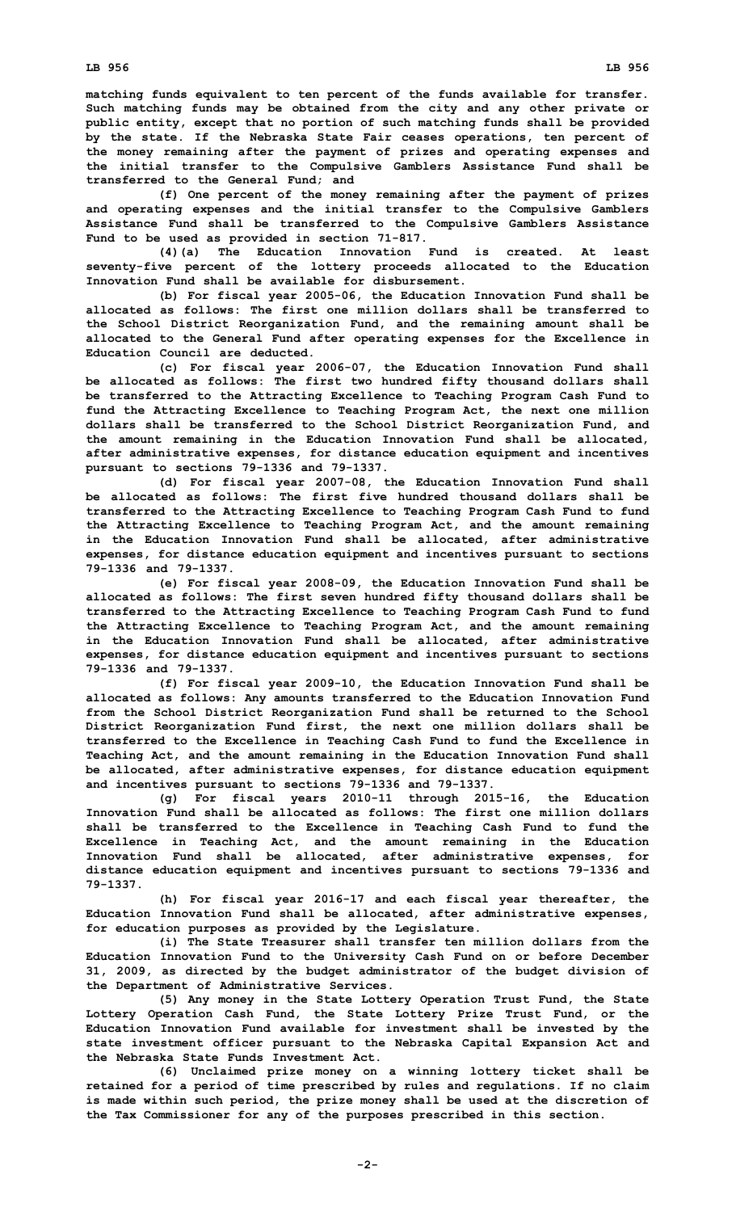matching funds equivalent to ten percent of the funds available for transfer. Such matching funds may be obtained from the city and any other private or public entity, except that no portion of such matching funds shall be provided by the state. If the Nebraska State Fair ceases operations, ten percent of the money remaining after the payment of prizes and operating expenses and the initial transfer to the Compulsive Gamblers Assistance Fund shall be transferred to the General Fund; and

(f) One percent of the money remaining after the payment of prizes and operating expenses and the initial transfer to the Compulsive Gamblers Assistance Fund shall be transferred to the Compulsive Gamblers Assistance Fund to be used as provided in section 71-817.

(4)(a) The Education Innovation Fund is created. At least seventy-five percent of the lottery proceeds allocated to the Education Innovation Fund shall be available for disbursement.

(b) For fiscal year 2005-06, the Education Innovation Fund shall be allocated as follows: The first one million dollars shall be transferred to the School District Reorganization Fund, and the remaining amount shall be allocated to the General Fund after operating expenses for the Excellence in Education Council are deducted.

(c) For fiscal year 2006-07, the Education Innovation Fund shall be allocated as follows: The first two hundred fifty thousand dollars shall be transferred to the Attracting Excellence to Teaching Program Cash Fund to fund the Attracting Excellence to Teaching Program Act, the next one million dollars shall be transferred to the School District Reorganization Fund, and the amount remaining in the Education Innovation Fund shall be allocated, after administrative expenses, for distance education equipment and incentives pursuant to sections 79-1336 and 79-1337.

(d) For fiscal year 2007-08, the Education Innovation Fund shall be allocated as follows: The first five hundred thousand dollars shall be transferred to the Attracting Excellence to Teaching Program Cash Fund to fund the Attracting Excellence to Teaching Program Act, and the amount remaining in the Education Innovation Fund shall be allocated, after administrative expenses, for distance education equipment and incentives pursuant to sections 79-1336 and 79-1337.

(e) For fiscal year 2008-09, the Education Innovation Fund shall be allocated as follows: The first seven hundred fifty thousand dollars shall be transferred to the Attracting Excellence to Teaching Program Cash Fund to fund the Attracting Excellence to Teaching Program Act, and the amount remaining in the Education Innovation Fund shall be allocated, after administrative expenses, for distance education equipment and incentives pursuant to sections 79-1336 and 79-1337.

(f) For fiscal year 2009-10, the Education Innovation Fund shall be allocated as follows: Any amounts transferred to the Education Innovation Fund from the School District Reorganization Fund shall be returned to the School District Reorganization Fund first, the next one million dollars shall be transferred to the Excellence in Teaching Cash Fund to fund the Excellence in Teaching Act, and the amount remaining in the Education Innovation Fund shall be allocated, after administrative expenses, for distance education equipment and incentives pursuant to sections 79-1336 and 79-1337.

(g) For fiscal years 2010-11 through 2015-16, the Education Innovation Fund shall be allocated as follows: The first one million dollars shall be transferred to the Excellence in Teaching Cash Fund to fund the Excellence in Teaching Act, and the amount remaining in the Education Innovation Fund shall be allocated, after administrative expenses, for distance education equipment and incentives pursuant to sections 79-1336 and 79-1337.

(h) For fiscal year 2016-17 and each fiscal year thereafter, the Education Innovation Fund shall be allocated, after administrative expenses, for education purposes as provided by the Legislature.

(i) The State Treasurer shall transfer ten million dollars from the Education Innovation Fund to the University Cash Fund on or before December 31, 2009, as directed by the budget administrator of the budget division of the Department of Administrative Services.

(5) Any money in the State Lottery Operation Trust Fund, the State Lottery Operation Cash Fund, the State Lottery Prize Trust Fund, or the Education Innovation Fund available for investment shall be invested by the state investment officer pursuant to the Nebraska Capital Expansion Act and the Nebraska State Funds Investment Act.

(6) Unclaimed prize money on a winning lottery ticket shall be retained for a period of time prescribed by rules and regulations. If no claim is made within such period, the prize money shall be used at the discretion of the Tax Commissioner for any of the purposes prescribed in this section.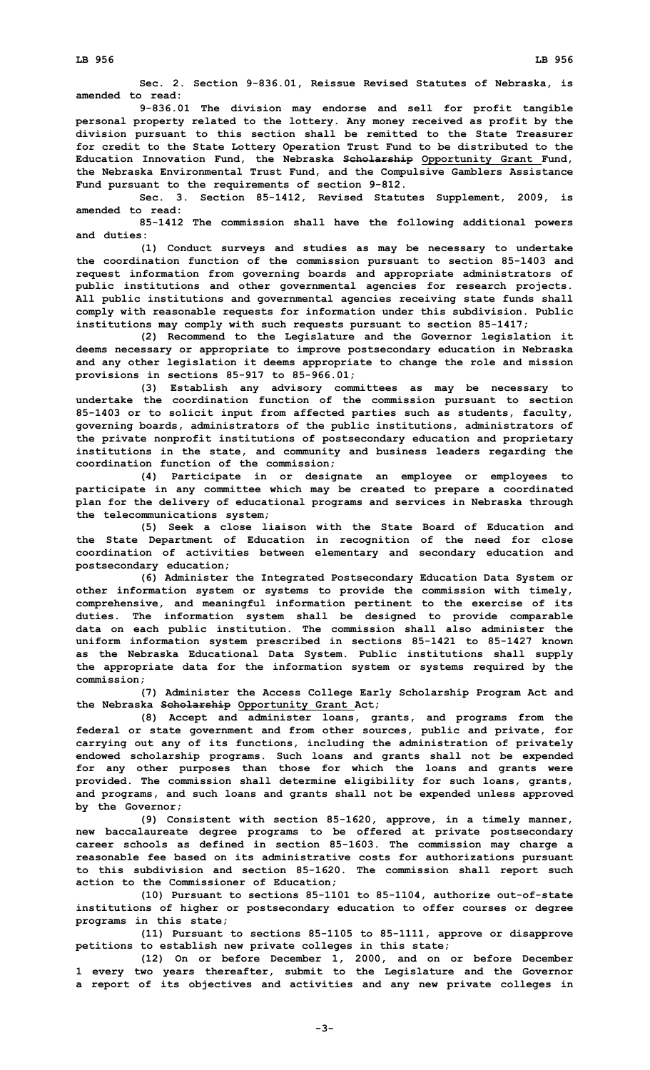**Sec. 2. Section 9-836.01, Reissue Revised Statutes of Nebraska, is amended to read:**

**9-836.01 The division may endorse and sell for profit tangible personal property related to the lottery. Any money received as profit by the division pursuant to this section shall be remitted to the State Treasurer for credit to the State Lottery Operation Trust Fund to be distributed to the Education Innovation Fund, the Nebraska ~~Scholarship~~ Opportunity Grant Fund, the Nebraska Environmental Trust Fund, and the Compulsive Gamblers Assistance Fund pursuant to the requirements of section 9-812.**

**Sec. 3. Section 85-1412, Revised Statutes Supplement, 2009, is amended to read:**

**85-1412 The commission shall have the following additional powers and duties:**

**(1) Conduct surveys and studies as may be necessary to undertake the coordination function of the commission pursuant to section 85-1403 and request information from governing boards and appropriate administrators of public institutions and other governmental agencies for research projects. All public institutions and governmental agencies receiving state funds shall comply with reasonable requests for information under this subdivision. Public institutions may comply with such requests pursuant to section 85-1417;**

**(2) Recommend to the Legislature and the Governor legislation it deems necessary or appropriate to improve postsecondary education in Nebraska and any other legislation it deems appropriate to change the role and mission provisions in sections 85-917 to 85-966.01;**

**(3) Establish any advisory committees as may be necessary to undertake the coordination function of the commission pursuant to section 85-1403 or to solicit input from affected parties such as students, faculty, governing boards, administrators of the public institutions, administrators of the private nonprofit institutions of postsecondary education and proprietary institutions in the state, and community and business leaders regarding the coordination function of the commission;**

**(4) Participate in or designate an employee or employees to participate in any committee which may be created to prepare a coordinated plan for the delivery of educational programs and services in Nebraska through the telecommunications system;**

**(5) Seek a close liaison with the State Board of Education and the State Department of Education in recognition of the need for close coordination of activities between elementary and secondary education and postsecondary education;**

**(6) Administer the Integrated Postsecondary Education Data System or other information system or systems to provide the commission with timely, comprehensive, and meaningful information pertinent to the exercise of its duties. The information system shall be designed to provide comparable data on each public institution. The commission shall also administer the uniform information system prescribed in sections 85-1421 to 85-1427 known as the Nebraska Educational Data System. Public institutions shall supply the appropriate data for the information system or systems required by the commission;**

**(7) Administer the Access College Early Scholarship Program Act and the Nebraska ~~Scholarship~~ Opportunity Grant Act;**

**(8) Accept and administer loans, grants, and programs from the federal or state government and from other sources, public and private, for carrying out any of its functions, including the administration of privately endowed scholarship programs. Such loans and grants shall not be expended for any other purposes than those for which the loans and grants were provided. The commission shall determine eligibility for such loans, grants, and programs, and such loans and grants shall not be expended unless approved by the Governor;**

**(9) Consistent with section 85-1620, approve, in a timely manner, new baccalaureate degree programs to be offered at private postsecondary career schools as defined in section 85-1603. The commission may charge a reasonable fee based on its administrative costs for authorizations pursuant to this subdivision and section 85-1620. The commission shall report such action to the Commissioner of Education;**

**(10) Pursuant to sections 85-1101 to 85-1104, authorize out-of-state institutions of higher or postsecondary education to offer courses or degree programs in this state;**

**(11) Pursuant to sections 85-1105 to 85-1111, approve or disapprove petitions to establish new private colleges in this state;**

**(12) On or before December 1, 2000, and on or before December 1 every two years thereafter, submit to the Legislature and the Governor a report of its objectives and activities and any new private colleges in**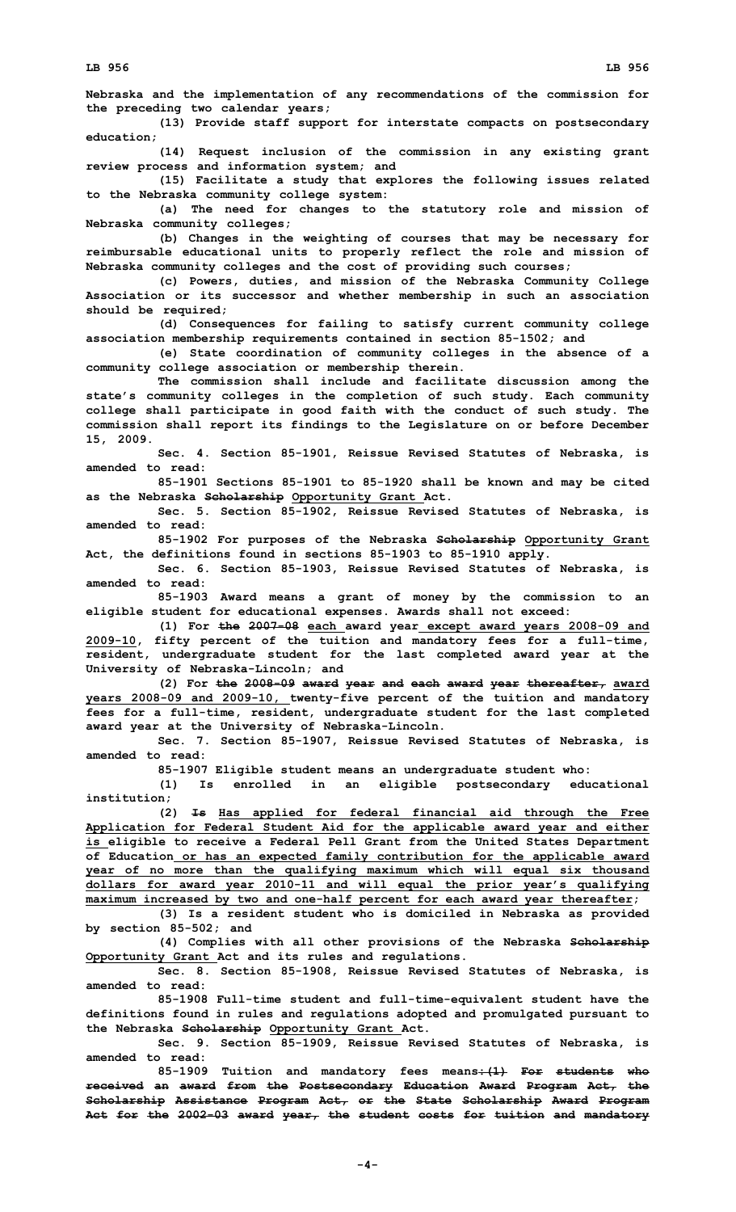Nebraska and the implementation of any recommendations of the commission for the preceding two calendar years;

(13) Provide staff support for interstate compacts on postsecondary education;

(14) Request inclusion of the commission in any existing grant review process and information system; and

(15) Facilitate a study that explores the following issues related to the Nebraska community college system:

(a) The need for changes to the statutory role and mission of Nebraska community colleges;

(b) Changes in the weighting of courses that may be necessary for reimbursable educational units to properly reflect the role and mission of Nebraska community colleges and the cost of providing such courses;

(c) Powers, duties, and mission of the Nebraska Community College Association or its successor and whether membership in such an association should be required;

(d) Consequences for failing to satisfy current community college association membership requirements contained in section 85-1502; and

(e) State coordination of community colleges in the absence of a community college association or membership therein.

The commission shall include and facilitate discussion among the state's community colleges in the completion of such study. Each community college shall participate in good faith with the conduct of such study. The commission shall report its findings to the Legislature on or before December 15, 2009.

Sec. 4. Section 85-1901, Reissue Revised Statutes of Nebraska, is amended to read:

85-1901 Sections 85-1901 to 85-1920 shall be known and may be cited as the Nebraska ~~Scholarship~~ <u>Opportunity Grant</u> Act.

Sec. 5. Section 85-1902, Reissue Revised Statutes of Nebraska, is amended to read:

85-1902 For purposes of the Nebraska ~~Scholarship~~ <u>Opportunity Grant</u> Act, the definitions found in sections 85-1903 to 85-1910 apply.

Sec. 6. Section 85-1903, Reissue Revised Statutes of Nebraska, is amended to read:

85-1903 Award means a grant of money by the commission to an eligible student for educational expenses. Awards shall not exceed:

(1) For ~~the 2007-08~~ <u>each</u> award year <u>except award years 2008-09 and 2009-10</u>, fifty percent of the tuition and mandatory fees for a full-time, resident, undergraduate student for the last completed award year at the University of Nebraska-Lincoln; and

(2) For ~~the 2008-09 award year and each award year thereafter,~~ <u>award years 2008-09 and 2009-10,</u> twenty-five percent of the tuition and mandatory fees for a full-time, resident, undergraduate student for the last completed award year at the University of Nebraska-Lincoln.

Sec. 7. Section 85-1907, Reissue Revised Statutes of Nebraska, is amended to read:

85-1907 Eligible student means an undergraduate student who:

(1) Is enrolled in an eligible postsecondary educational institution;

(2) ~~Is~~ <u>Has applied for federal financial aid through the Free Application for Federal Student Aid for the applicable award year and either is</u> eligible to receive a Federal Pell Grant from the United States Department of Education <u>or has an expected family contribution for the applicable award year of no more than the qualifying maximum which will equal six thousand dollars for award year 2010-11 and will equal the prior year's qualifying maximum increased by two and one-half percent for each award year thereafter</u>;

(3) Is a resident student who is domiciled in Nebraska as provided by section 85-502; and

(4) Complies with all other provisions of the Nebraska ~~Scholarship~~ <u>Opportunity Grant</u> Act and its rules and regulations.

Sec. 8. Section 85-1908, Reissue Revised Statutes of Nebraska, is amended to read:

85-1908 Full-time student and full-time-equivalent student have the definitions found in rules and regulations adopted and promulgated pursuant to the Nebraska ~~Scholarship~~ <u>Opportunity Grant</u> Act.

Sec. 9. Section 85-1909, Reissue Revised Statutes of Nebraska, is amended to read:

85-1909 Tuition and mandatory fees means~~: (1) For students who received an award from the Postsecondary Education Award Program Act, the Scholarship Assistance Program Act, or the State Scholarship Award Program Act for the 2002-03 award year, the student costs for tuition and mandatory~~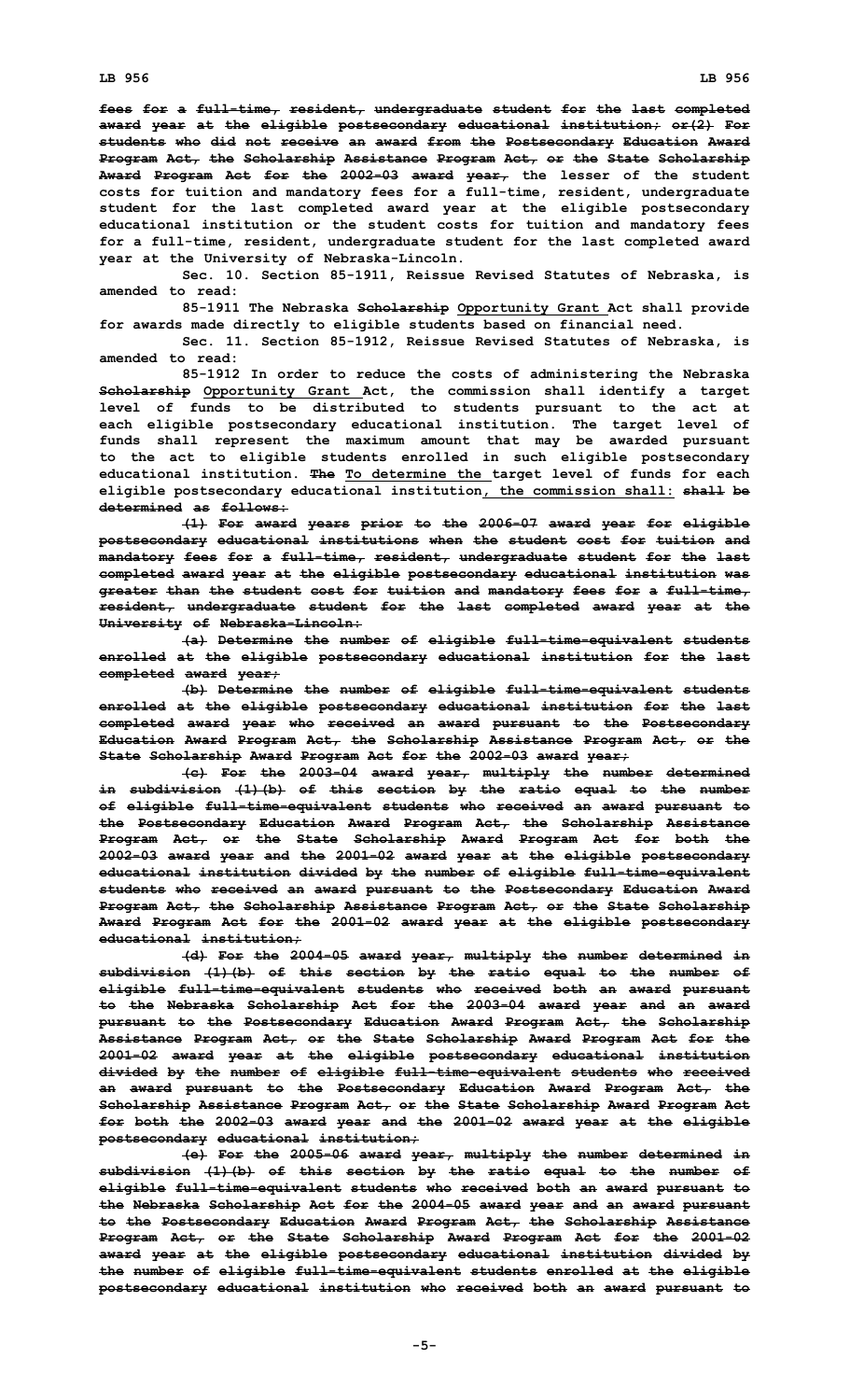~~fees for a full-time, resident, undergraduate student for the last completed award year at the eligible postsecondary educational institution; or(2) For students who did not receive an award from the Postsecondary Education Award Program Act, the Scholarship Assistance Program Act, or the State Scholarship Award Program Act for the 2002-03 award year,~~ the lesser of the student costs for tuition and mandatory fees for a full-time, resident, undergraduate student for the last completed award year at the eligible postsecondary educational institution or the student costs for tuition and mandatory fees for a full-time, resident, undergraduate student for the last completed award year at the University of Nebraska-Lincoln.

Sec. 10. Section 85-1911, Reissue Revised Statutes of Nebraska, is amended to read:

85-1911 The Nebraska ~~Scholarship~~ Opportunity Grant Act shall provide for awards made directly to eligible students based on financial need.

Sec. 11. Section 85-1912, Reissue Revised Statutes of Nebraska, is amended to read:

85-1912 In order to reduce the costs of administering the Nebraska ~~Scholarship~~ Opportunity Grant Act, the commission shall identify a target level of funds to be distributed to students pursuant to the act at each eligible postsecondary educational institution. The target level of funds shall represent the maximum amount that may be awarded pursuant to the act to eligible students enrolled in such eligible postsecondary educational institution. ~~The~~ To determine the target level of funds for each eligible postsecondary educational institution, the commission shall: ~~shall be determined as follows:~~

~~(1) For award years prior to the 2006-07 award year for eligible postsecondary educational institutions when the student cost for tuition and mandatory fees for a full-time, resident, undergraduate student for the last completed award year at the eligible postsecondary educational institution was greater than the student cost for tuition and mandatory fees for a full-time, resident, undergraduate student for the last completed award year at the University of Nebraska-Lincoln:~~

~~(a) Determine the number of eligible full-time-equivalent students enrolled at the eligible postsecondary educational institution for the last completed award year;~~

~~(b) Determine the number of eligible full-time-equivalent students enrolled at the eligible postsecondary educational institution for the last completed award year who received an award pursuant to the Postsecondary Education Award Program Act, the Scholarship Assistance Program Act, or the State Scholarship Award Program Act for the 2002-03 award year;~~

~~(c) For the 2003-04 award year, multiply the number determined in subdivision (1)(b) of this section by the ratio equal to the number of eligible full-time-equivalent students who received an award pursuant to the Postsecondary Education Award Program Act, the Scholarship Assistance Program Act, or the State Scholarship Award Program Act for both the 2002-03 award year and the 2001-02 award year at the eligible postsecondary educational institution divided by the number of eligible full-time-equivalent students who received an award pursuant to the Postsecondary Education Award Program Act, the Scholarship Assistance Program Act, or the State Scholarship Award Program Act for the 2001-02 award year at the eligible postsecondary educational institution;~~

~~(d) For the 2004-05 award year, multiply the number determined in subdivision (1)(b) of this section by the ratio equal to the number of eligible full-time-equivalent students who received both an award pursuant to the Nebraska Scholarship Act for the 2003-04 award year and an award pursuant to the Postsecondary Education Award Program Act, the Scholarship Assistance Program Act, or the State Scholarship Award Program Act for the 2001-02 award year at the eligible postsecondary educational institution divided by the number of eligible full-time-equivalent students who received an award pursuant to the Postsecondary Education Award Program Act, the Scholarship Assistance Program Act, or the State Scholarship Award Program Act for both the 2002-03 award year and the 2001-02 award year at the eligible postsecondary educational institution;~~

~~(e) For the 2005-06 award year, multiply the number determined in subdivision (1)(b) of this section by the ratio equal to the number of eligible full-time-equivalent students who received both an award pursuant to the Nebraska Scholarship Act for the 2004-05 award year and an award pursuant to the Postsecondary Education Award Program Act, the Scholarship Assistance Program Act, or the State Scholarship Award Program Act for the 2001-02 award year at the eligible postsecondary educational institution divided by the number of eligible full-time-equivalent students enrolled at the eligible postsecondary educational institution who received both an award pursuant to~~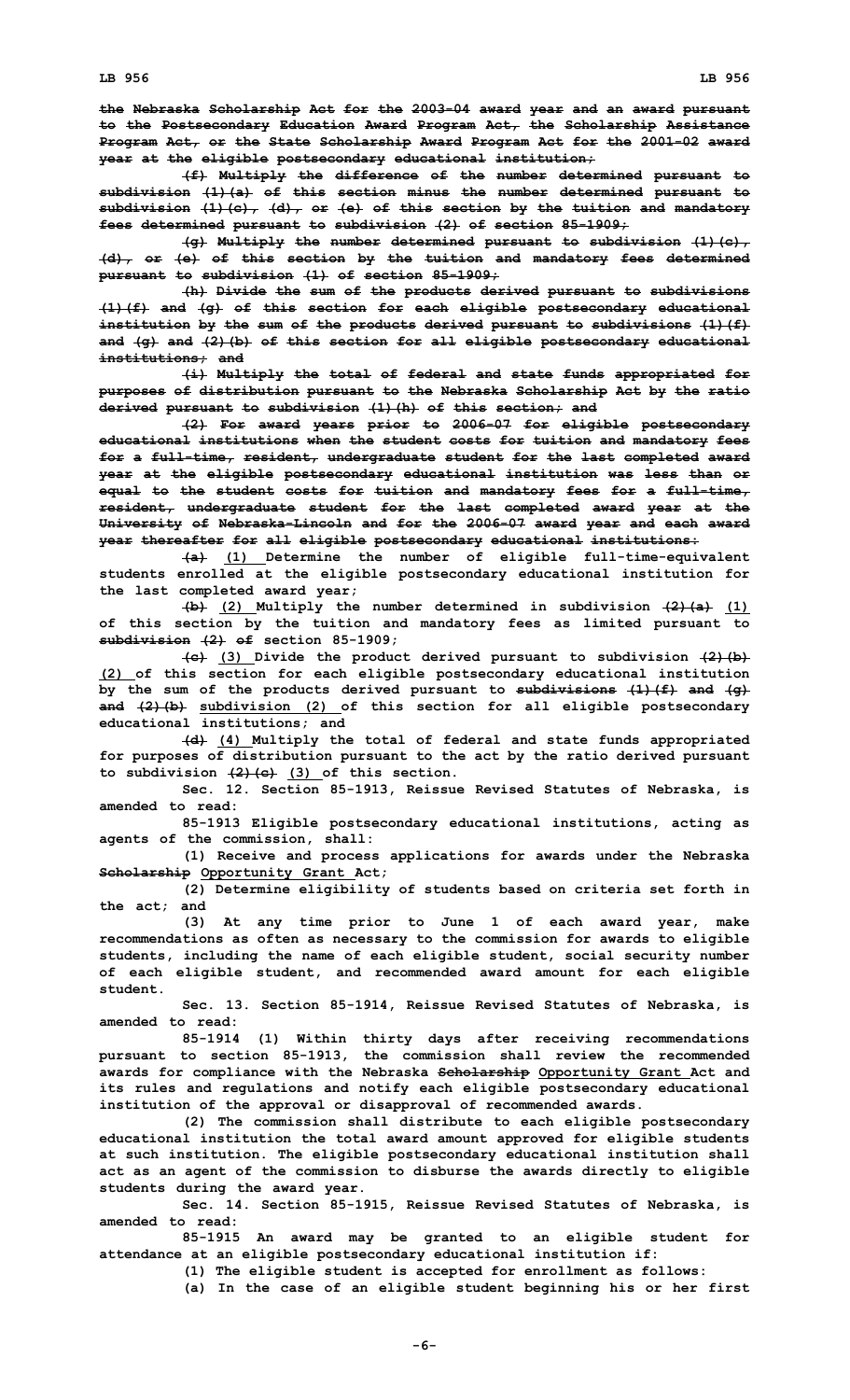~~the Nebraska Scholarship Act for the 2003-04 award year and an award pursuant to the Postsecondary Education Award Program Act, the Scholarship Assistance Program Act, or the State Scholarship Award Program Act for the 2001-02 award year at the eligible postsecondary educational institution;~~

~~(f) Multiply the difference of the number determined pursuant to subdivision (1)(a) of this section minus the number determined pursuant to subdivision (1)(c), (d), or (e) of this section by the tuition and mandatory fees determined pursuant to subdivision (2) of section 85-1909;~~

~~(g) Multiply the number determined pursuant to subdivision (1)(c), (d), or (e) of this section by the tuition and mandatory fees determined pursuant to subdivision (1) of section 85-1909;~~

~~(h) Divide the sum of the products derived pursuant to subdivisions (1)(f) and (g) of this section for each eligible postsecondary educational institution by the sum of the products derived pursuant to subdivisions (1)(f) and (g) and (2)(b) of this section for all eligible postsecondary educational institutions; and~~

~~(i) Multiply the total of federal and state funds appropriated for purposes of distribution pursuant to the Nebraska Scholarship Act by the ratio derived pursuant to subdivision (1)(h) of this section; and~~

~~(2) For award years prior to 2006-07 for eligible postsecondary educational institutions when the student costs for tuition and mandatory fees for a full-time, resident, undergraduate student for the last completed award year at the eligible postsecondary educational institution was less than or equal to the student costs for tuition and mandatory fees for a full-time, resident, undergraduate student for the last completed award year at the University of Nebraska-Lincoln and for the 2006-07 award year and each award year thereafter for all eligible postsecondary educational institutions:~~

~~(a)~~ (1) Determine the number of eligible full-time-equivalent students enrolled at the eligible postsecondary educational institution for the last completed award year;

~~(b)~~ (2) Multiply the number determined in subdivision ~~(2)(a)~~ (1) of this section by the tuition and mandatory fees as limited pursuant to ~~subdivision (2) of~~ section 85-1909;

~~(c)~~ (3) Divide the product derived pursuant to subdivision ~~(2)(b)~~ (2) of this section for each eligible postsecondary educational institution by the sum of the products derived pursuant to ~~subdivisions (1)(f) and (g) and (2)(b)~~ subdivision (2) of this section for all eligible postsecondary educational institutions; and

~~(d)~~ (4) Multiply the total of federal and state funds appropriated for purposes of distribution pursuant to the act by the ratio derived pursuant to subdivision ~~(2)(c)~~ (3) of this section.

Sec. 12. Section 85-1913, Reissue Revised Statutes of Nebraska, is amended to read:

85-1913 Eligible postsecondary educational institutions, acting as agents of the commission, shall:

(1) Receive and process applications for awards under the Nebraska ~~Scholarship~~ Opportunity Grant Act;

(2) Determine eligibility of students based on criteria set forth in the act; and

(3) At any time prior to June 1 of each award year, make recommendations as often as necessary to the commission for awards to eligible students, including the name of each eligible student, social security number of each eligible student, and recommended award amount for each eligible student.

Sec. 13. Section 85-1914, Reissue Revised Statutes of Nebraska, is amended to read:

85-1914 (1) Within thirty days after receiving recommendations pursuant to section 85-1913, the commission shall review the recommended awards for compliance with the Nebraska ~~Scholarship~~ Opportunity Grant Act and its rules and regulations and notify each eligible postsecondary educational institution of the approval or disapproval of recommended awards.

(2) The commission shall distribute to each eligible postsecondary educational institution the total award amount approved for eligible students at such institution. The eligible postsecondary educational institution shall act as an agent of the commission to disburse the awards directly to eligible students during the award year.

Sec. 14. Section 85-1915, Reissue Revised Statutes of Nebraska, is amended to read:

85-1915 An award may be granted to an eligible student for attendance at an eligible postsecondary educational institution if:

(1) The eligible student is accepted for enrollment as follows:

(a) In the case of an eligible student beginning his or her first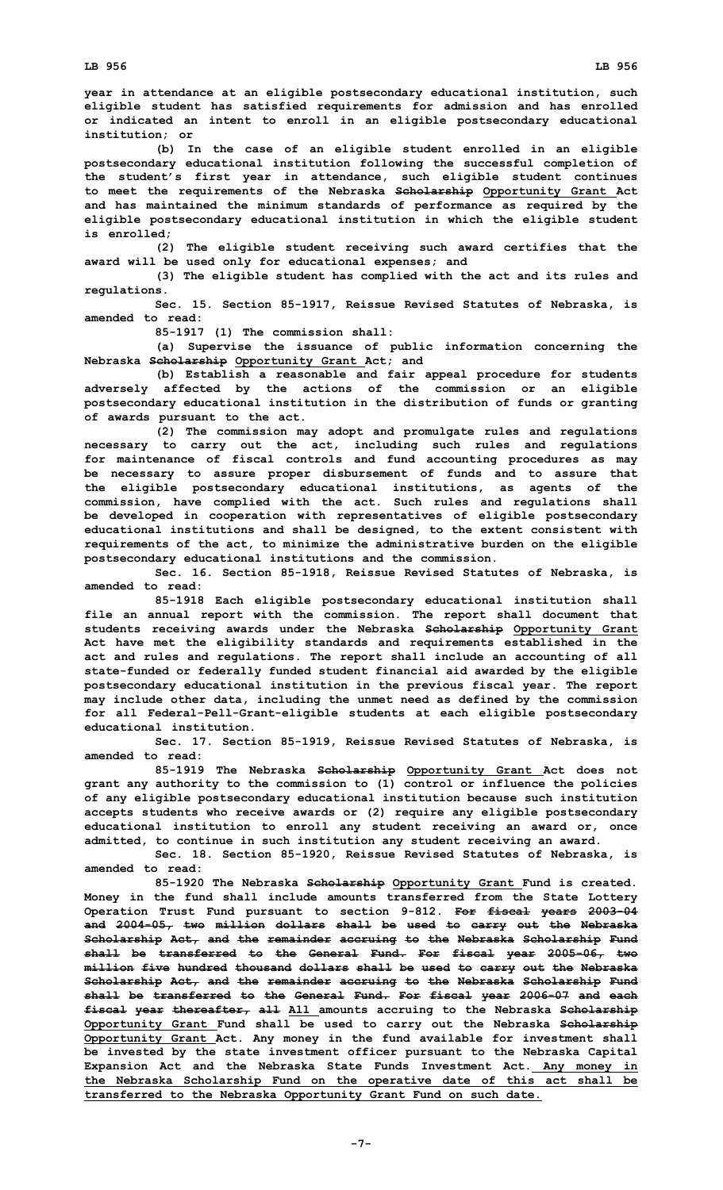year in attendance at an eligible postsecondary educational institution, such eligible student has satisfied requirements for admission and has enrolled or indicated an intent to enroll in an eligible postsecondary educational institution; or

(b) In the case of an eligible student enrolled in an eligible postsecondary educational institution following the successful completion of the student's first year in attendance, such eligible student continues to meet the requirements of the Nebraska ~~Scholarship~~ Opportunity Grant Act and has maintained the minimum standards of performance as required by the eligible postsecondary educational institution in which the eligible student is enrolled;

(2) The eligible student receiving such award certifies that the award will be used only for educational expenses; and

(3) The eligible student has complied with the act and its rules and regulations.

Sec. 15. Section 85-1917, Reissue Revised Statutes of Nebraska, is amended to read:

85-1917 (1) The commission shall:

(a) Supervise the issuance of public information concerning the Nebraska ~~Scholarship~~ Opportunity Grant Act; and

(b) Establish a reasonable and fair appeal procedure for students adversely affected by the actions of the commission or an eligible postsecondary educational institution in the distribution of funds or granting of awards pursuant to the act.

(2) The commission may adopt and promulgate rules and regulations necessary to carry out the act, including such rules and regulations for maintenance of fiscal controls and fund accounting procedures as may be necessary to assure proper disbursement of funds and to assure that the eligible postsecondary educational institutions, as agents of the commission, have complied with the act. Such rules and regulations shall be developed in cooperation with representatives of eligible postsecondary educational institutions and shall be designed, to the extent consistent with requirements of the act, to minimize the administrative burden on the eligible postsecondary educational institutions and the commission.

Sec. 16. Section 85-1918, Reissue Revised Statutes of Nebraska, is amended to read:

85-1918 Each eligible postsecondary educational institution shall file an annual report with the commission. The report shall document that students receiving awards under the Nebraska ~~Scholarship~~ Opportunity Grant Act have met the eligibility standards and requirements established in the act and rules and regulations. The report shall include an accounting of all state-funded or federally funded student financial aid awarded by the eligible postsecondary educational institution in the previous fiscal year. The report may include other data, including the unmet need as defined by the commission for all Federal-Pell-Grant-eligible students at each eligible postsecondary educational institution.

Sec. 17. Section 85-1919, Reissue Revised Statutes of Nebraska, is amended to read:

85-1919 The Nebraska ~~Scholarship~~ Opportunity Grant Act does not grant any authority to the commission to (1) control or influence the policies of any eligible postsecondary educational institution because such institution accepts students who receive awards or (2) require any eligible postsecondary educational institution to enroll any student receiving an award or, once admitted, to continue in such institution any student receiving an award.

Sec. 18. Section 85-1920, Reissue Revised Statutes of Nebraska, is amended to read:

85-1920 The Nebraska ~~Scholarship~~ Opportunity Grant Fund is created. Money in the fund shall include amounts transferred from the State Lottery Operation Trust Fund pursuant to section 9-812. ~~For fiscal years 2003-04 and 2004-05, two million dollars shall be used to carry out the Nebraska Scholarship Act, and the remainder accruing to the Nebraska Scholarship Fund shall be transferred to the General Fund. For fiscal year 2005-06, two million five hundred thousand dollars shall be used to carry out the Nebraska Scholarship Act, and the remainder accruing to the Nebraska Scholarship Fund shall be transferred to the General Fund. For fiscal year 2006-07 and each fiscal year thereafter, all~~ All amounts accruing to the Nebraska ~~Scholarship~~ Opportunity Grant Fund shall be used to carry out the Nebraska ~~Scholarship~~ Opportunity Grant Act. Any money in the fund available for investment shall be invested by the state investment officer pursuant to the Nebraska Capital Expansion Act and the Nebraska State Funds Investment Act. Any money in the Nebraska Scholarship Fund on the operative date of this act shall be transferred to the Nebraska Opportunity Grant Fund on such date.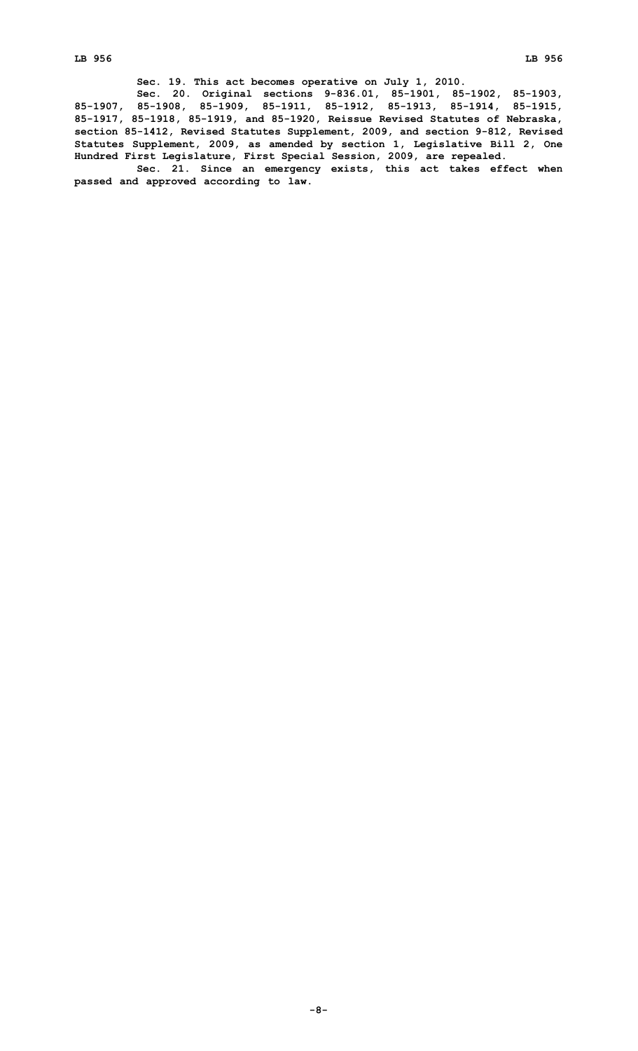Sec. 19. This act becomes operative on July 1, 2010.

Sec. 20. Original sections 9-836.01, 85-1901, 85-1902, 85-1903, 85-1907, 85-1908, 85-1909, 85-1911, 85-1912, 85-1913, 85-1914, 85-1915, 85-1917, 85-1918, 85-1919, and 85-1920, Reissue Revised Statutes of Nebraska, section 85-1412, Revised Statutes Supplement, 2009, and section 9-812, Revised Statutes Supplement, 2009, as amended by section 1, Legislative Bill 2, One Hundred First Legislature, First Special Session, 2009, are repealed.

Sec. 21. Since an emergency exists, this act takes effect when passed and approved according to law.